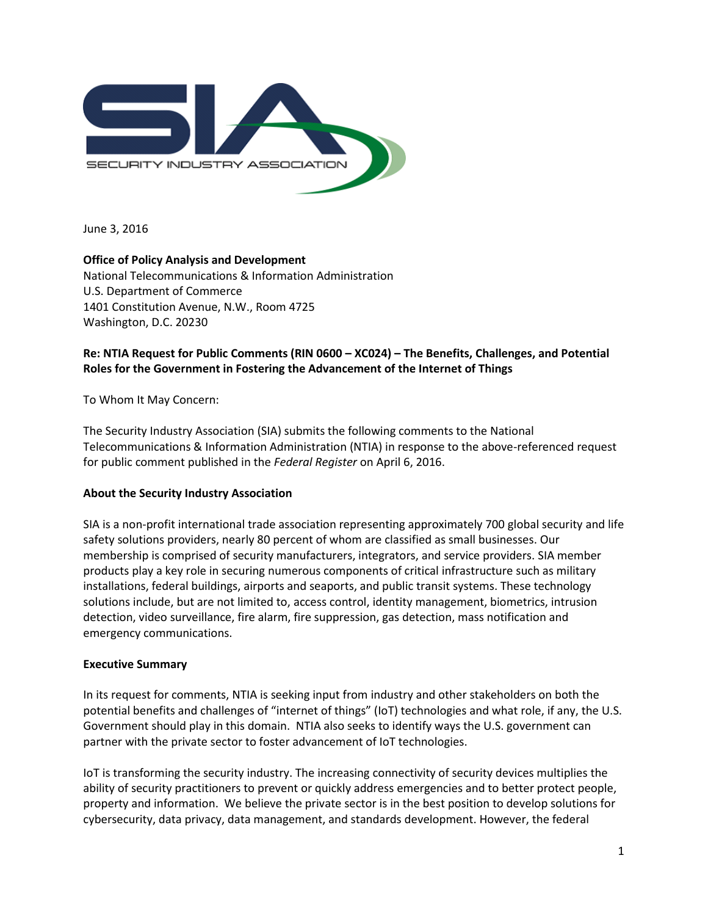SIA

SECURITY INDUSTRY ASSOCIATION

June 3, 2016

**Office of Policy Analysis and Development**
National Telecommunications & Information Administration
U.S. Department of Commerce
1401 Constitution Avenue, N.W., Room 4725
Washington, D.C. 20230

**Re: NTIA Request for Public Comments (RIN 0600 – XC024) – The Benefits, Challenges, and Potential Roles for the Government in Fostering the Advancement of the Internet of Things**

To Whom It May Concern:

The Security Industry Association (SIA) submits the following comments to the National Telecommunications & Information Administration (NTIA) in response to the above-referenced request for public comment published in the *Federal Register* on April 6, 2016.

**About the Security Industry Association**

SIA is a non-profit international trade association representing approximately 700 global security and life safety solutions providers, nearly 80 percent of whom are classified as small businesses. Our membership is comprised of security manufacturers, integrators, and service providers. SIA member products play a key role in securing numerous components of critical infrastructure such as military installations, federal buildings, airports and seaports, and public transit systems. These technology solutions include, but are not limited to, access control, identity management, biometrics, intrusion detection, video surveillance, fire alarm, fire suppression, gas detection, mass notification and emergency communications.

**Executive Summary**

In its request for comments, NTIA is seeking input from industry and other stakeholders on both the potential benefits and challenges of "internet of things" (IoT) technologies and what role, if any, the U.S. Government should play in this domain. NTIA also seeks to identify ways the U.S. government can partner with the private sector to foster advancement of IoT technologies.

IoT is transforming the security industry. The increasing connectivity of security devices multiplies the ability of security practitioners to prevent or quickly address emergencies and to better protect people, property and information. We believe the private sector is in the best position to develop solutions for cybersecurity, data privacy, data management, and standards development. However, the federal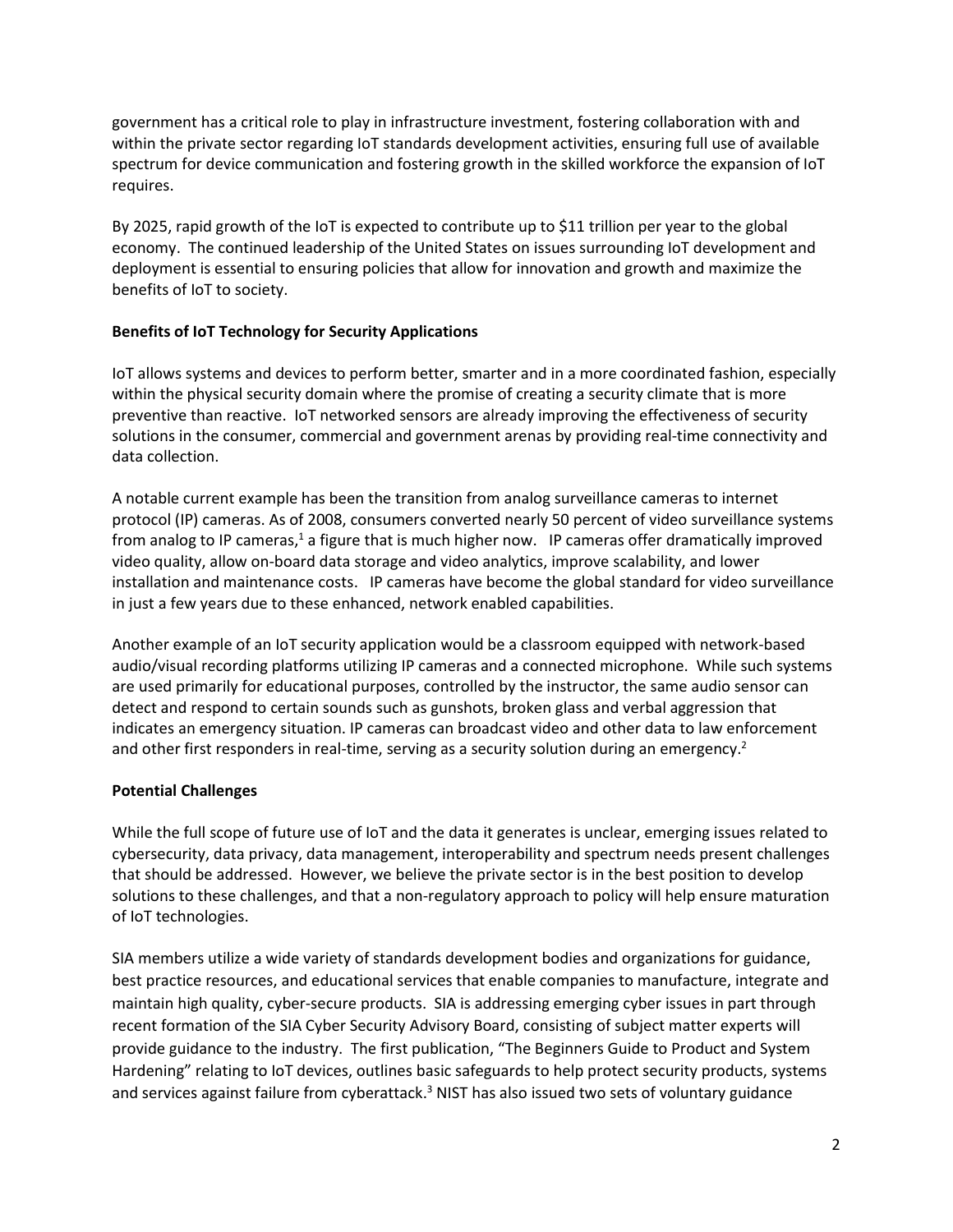government has a critical role to play in infrastructure investment, fostering collaboration with and within the private sector regarding IoT standards development activities, ensuring full use of available spectrum for device communication and fostering growth in the skilled workforce the expansion of IoT requires.

By 2025, rapid growth of the IoT is expected to contribute up to $11 trillion per year to the global economy. The continued leadership of the United States on issues surrounding IoT development and deployment is essential to ensuring policies that allow for innovation and growth and maximize the benefits of IoT to society.

**Benefits of IoT Technology for Security Applications**

IoT allows systems and devices to perform better, smarter and in a more coordinated fashion, especially within the physical security domain where the promise of creating a security climate that is more preventive than reactive. IoT networked sensors are already improving the effectiveness of security solutions in the consumer, commercial and government arenas by providing real-time connectivity and data collection.

A notable current example has been the transition from analog surveillance cameras to internet protocol (IP) cameras. As of 2008, consumers converted nearly 50 percent of video surveillance systems from analog to IP cameras,[1] a figure that is much higher now. IP cameras offer dramatically improved video quality, allow on-board data storage and video analytics, improve scalability, and lower installation and maintenance costs. IP cameras have become the global standard for video surveillance in just a few years due to these enhanced, network enabled capabilities.

Another example of an IoT security application would be a classroom equipped with network-based audio/visual recording platforms utilizing IP cameras and a connected microphone. While such systems are used primarily for educational purposes, controlled by the instructor, the same audio sensor can detect and respond to certain sounds such as gunshots, broken glass and verbal aggression that indicates an emergency situation. IP cameras can broadcast video and other data to law enforcement and other first responders in real-time, serving as a security solution during an emergency.[2]

**Potential Challenges**

While the full scope of future use of IoT and the data it generates is unclear, emerging issues related to cybersecurity, data privacy, data management, interoperability and spectrum needs present challenges that should be addressed. However, we believe the private sector is in the best position to develop solutions to these challenges, and that a non-regulatory approach to policy will help ensure maturation of IoT technologies.

SIA members utilize a wide variety of standards development bodies and organizations for guidance, best practice resources, and educational services that enable companies to manufacture, integrate and maintain high quality, cyber-secure products. SIA is addressing emerging cyber issues in part through recent formation of the SIA Cyber Security Advisory Board, consisting of subject matter experts will provide guidance to the industry. The first publication, "The Beginners Guide to Product and System Hardening" relating to IoT devices, outlines basic safeguards to help protect security products, systems and services against failure from cyberattack.[3] NIST has also issued two sets of voluntary guidance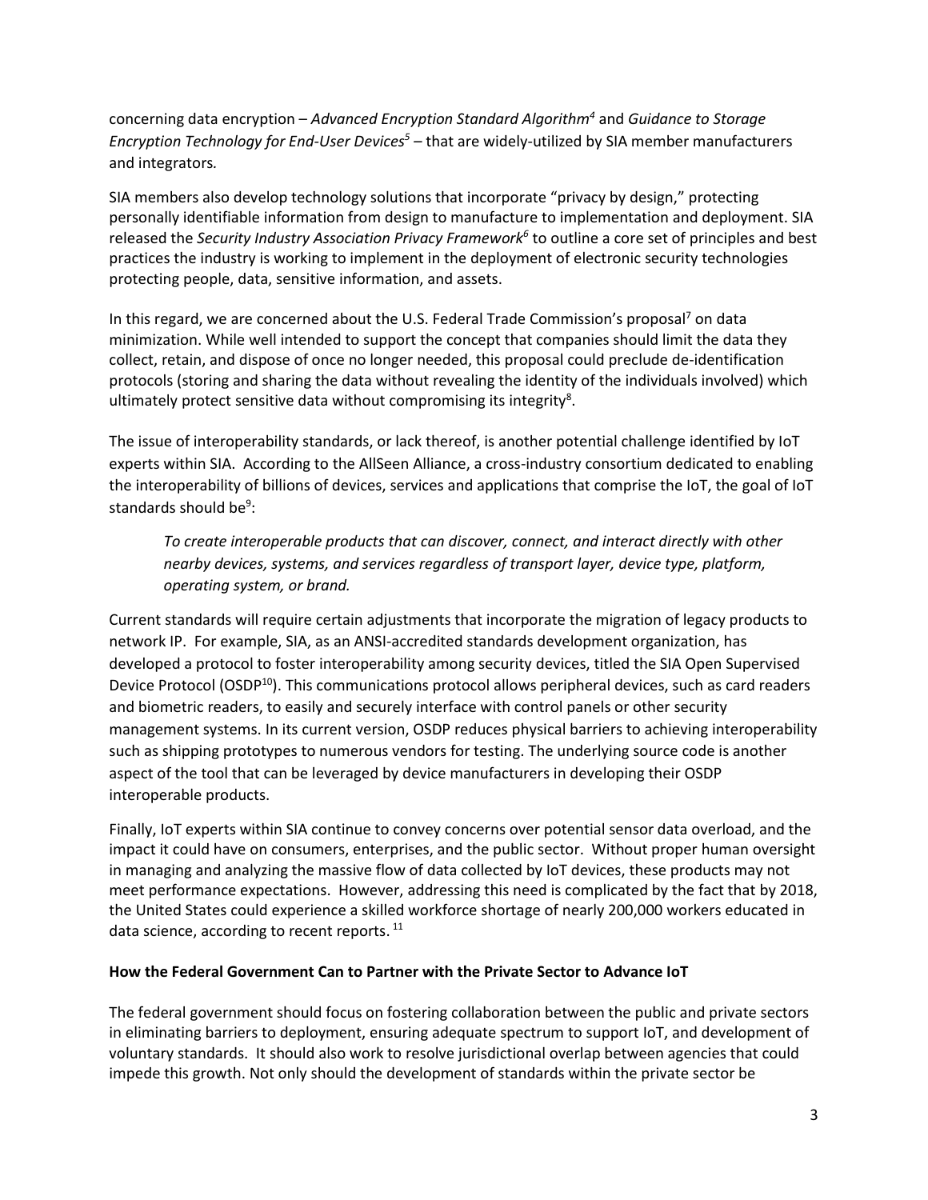concerning data encryption – *Advanced Encryption Standard Algorithm*[4] and *Guidance to Storage Encryption Technology for End-User Devices*[5] – that are widely-utilized by SIA member manufacturers and integrators.

SIA members also develop technology solutions that incorporate "privacy by design," protecting personally identifiable information from design to manufacture to implementation and deployment. SIA released the *Security Industry Association Privacy Framework*[6] to outline a core set of principles and best practices the industry is working to implement in the deployment of electronic security technologies protecting people, data, sensitive information, and assets.

In this regard, we are concerned about the U.S. Federal Trade Commission's proposal[7] on data minimization. While well intended to support the concept that companies should limit the data they collect, retain, and dispose of once no longer needed, this proposal could preclude de-identification protocols (storing and sharing the data without revealing the identity of the individuals involved) which ultimately protect sensitive data without compromising its integrity[8].

The issue of interoperability standards, or lack thereof, is another potential challenge identified by IoT experts within SIA. According to the AllSeen Alliance, a cross-industry consortium dedicated to enabling the interoperability of billions of devices, services and applications that comprise the IoT, the goal of IoT standards should be[9]:

> *To create interoperable products that can discover, connect, and interact directly with other nearby devices, systems, and services regardless of transport layer, device type, platform, operating system, or brand.*

Current standards will require certain adjustments that incorporate the migration of legacy products to network IP. For example, SIA, as an ANSI-accredited standards development organization, has developed a protocol to foster interoperability among security devices, titled the SIA Open Supervised Device Protocol (OSDP[10]). This communications protocol allows peripheral devices, such as card readers and biometric readers, to easily and securely interface with control panels or other security management systems. In its current version, OSDP reduces physical barriers to achieving interoperability such as shipping prototypes to numerous vendors for testing. The underlying source code is another aspect of the tool that can be leveraged by device manufacturers in developing their OSDP interoperable products.

Finally, IoT experts within SIA continue to convey concerns over potential sensor data overload, and the impact it could have on consumers, enterprises, and the public sector. Without proper human oversight in managing and analyzing the massive flow of data collected by IoT devices, these products may not meet performance expectations. However, addressing this need is complicated by the fact that by 2018, the United States could experience a skilled workforce shortage of nearly 200,000 workers educated in data science, according to recent reports.[11]

**How the Federal Government Can to Partner with the Private Sector to Advance IoT**

The federal government should focus on fostering collaboration between the public and private sectors in eliminating barriers to deployment, ensuring adequate spectrum to support IoT, and development of voluntary standards. It should also work to resolve jurisdictional overlap between agencies that could impede this growth. Not only should the development of standards within the private sector be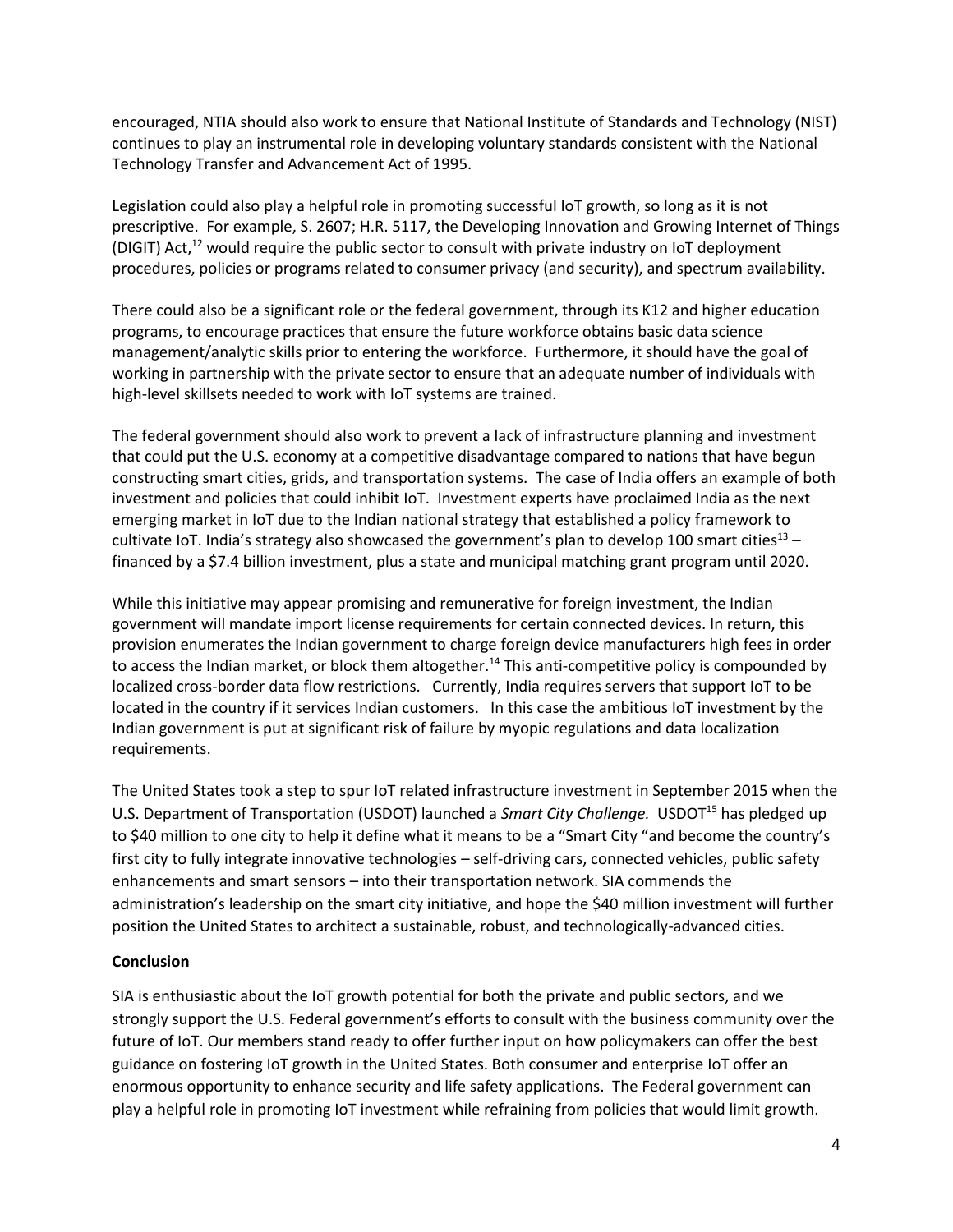encouraged, NTIA should also work to ensure that National Institute of Standards and Technology (NIST) continues to play an instrumental role in developing voluntary standards consistent with the National Technology Transfer and Advancement Act of 1995.

Legislation could also play a helpful role in promoting successful IoT growth, so long as it is not prescriptive. For example, S. 2607; H.R. 5117, the Developing Innovation and Growing Internet of Things (DIGIT) Act,[12] would require the public sector to consult with private industry on IoT deployment procedures, policies or programs related to consumer privacy (and security), and spectrum availability.

There could also be a significant role or the federal government, through its K12 and higher education programs, to encourage practices that ensure the future workforce obtains basic data science management/analytic skills prior to entering the workforce. Furthermore, it should have the goal of working in partnership with the private sector to ensure that an adequate number of individuals with high-level skillsets needed to work with IoT systems are trained.

The federal government should also work to prevent a lack of infrastructure planning and investment that could put the U.S. economy at a competitive disadvantage compared to nations that have begun constructing smart cities, grids, and transportation systems. The case of India offers an example of both investment and policies that could inhibit IoT. Investment experts have proclaimed India as the next emerging market in IoT due to the Indian national strategy that established a policy framework to cultivate IoT. India's strategy also showcased the government's plan to develop 100 smart cities[13] – financed by a $7.4 billion investment, plus a state and municipal matching grant program until 2020.

While this initiative may appear promising and remunerative for foreign investment, the Indian government will mandate import license requirements for certain connected devices. In return, this provision enumerates the Indian government to charge foreign device manufacturers high fees in order to access the Indian market, or block them altogether.[14] This anti-competitive policy is compounded by localized cross-border data flow restrictions. Currently, India requires servers that support IoT to be located in the country if it services Indian customers. In this case the ambitious IoT investment by the Indian government is put at significant risk of failure by myopic regulations and data localization requirements.

The United States took a step to spur IoT related infrastructure investment in September 2015 when the U.S. Department of Transportation (USDOT) launched a *Smart City Challenge.* USDOT[15] has pledged up to $40 million to one city to help it define what it means to be a "Smart City "and become the country's first city to fully integrate innovative technologies – self-driving cars, connected vehicles, public safety enhancements and smart sensors – into their transportation network. SIA commends the administration's leadership on the smart city initiative, and hope the $40 million investment will further position the United States to architect a sustainable, robust, and technologically-advanced cities.

**Conclusion**

SIA is enthusiastic about the IoT growth potential for both the private and public sectors, and we strongly support the U.S. Federal government's efforts to consult with the business community over the future of IoT. Our members stand ready to offer further input on how policymakers can offer the best guidance on fostering IoT growth in the United States. Both consumer and enterprise IoT offer an enormous opportunity to enhance security and life safety applications. The Federal government can play a helpful role in promoting IoT investment while refraining from policies that would limit growth.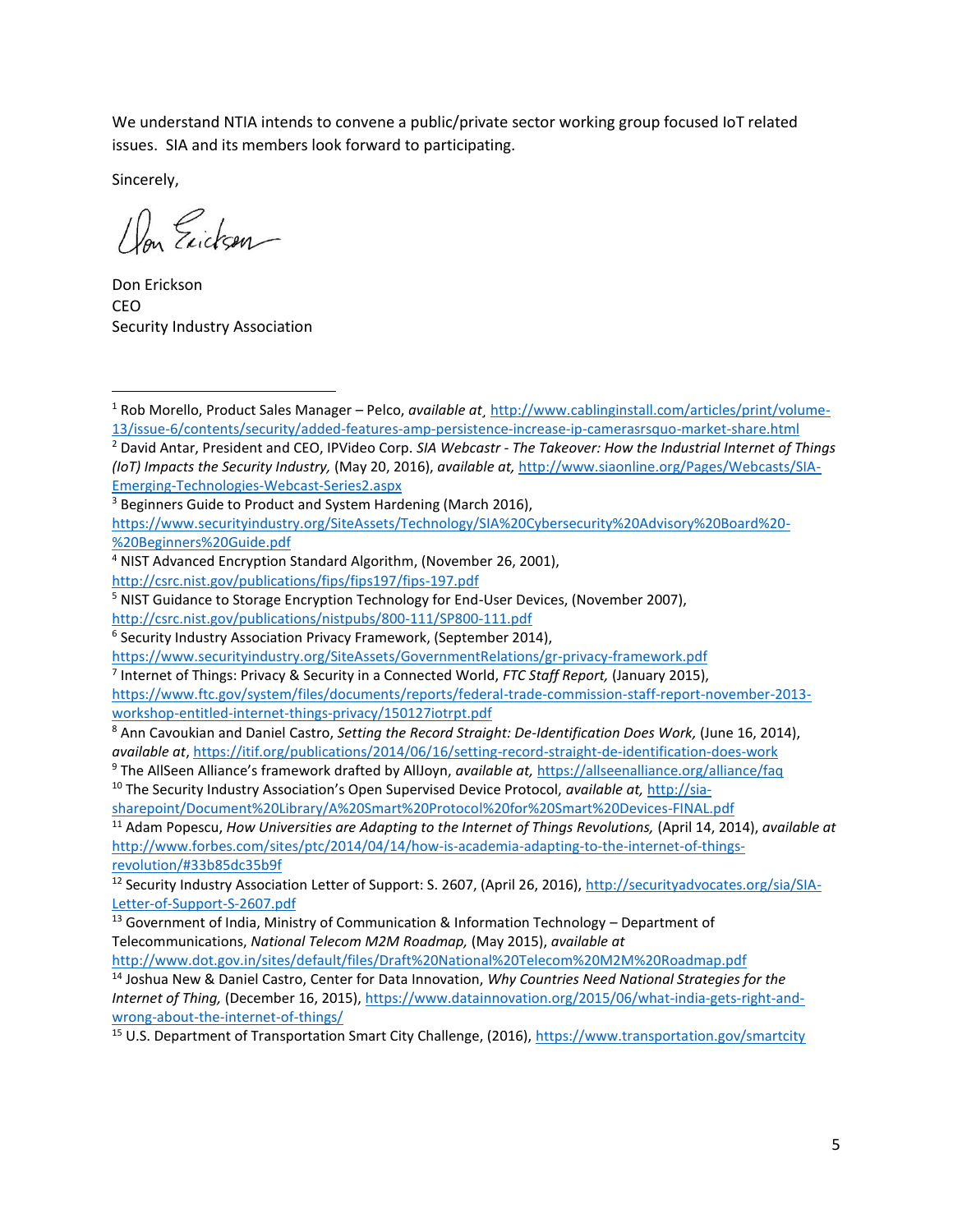We understand NTIA intends to convene a public/private sector working group focused IoT related issues. SIA and its members look forward to participating.

Sincerely,

Don Erickson
CEO
Security Industry Association

---

[1] Rob Morello, Product Sales Manager – Pelco, *available at*, http://www.cablinginstall.com/articles/print/volume-13/issue-6/contents/security/added-features-amp-persistence-increase-ip-camerasrsquo-market-share.html

[2] David Antar, President and CEO, IPVideo Corp. *SIA Webcastr - The Takeover: How the Industrial Internet of Things (IoT) Impacts the Security Industry,* (May 20, 2016), *available at,* http://www.siaonline.org/Pages/Webcasts/SIA-Emerging-Technologies-Webcast-Series2.aspx

[3] Beginners Guide to Product and System Hardening (March 2016), https://www.securityindustry.org/SiteAssets/Technology/SIA%20Cybersecurity%20Advisory%20Board%20-%20Beginners%20Guide.pdf

[4] NIST Advanced Encryption Standard Algorithm, (November 26, 2001), http://csrc.nist.gov/publications/fips/fips197/fips-197.pdf

[5] NIST Guidance to Storage Encryption Technology for End-User Devices, (November 2007), http://csrc.nist.gov/publications/nistpubs/800-111/SP800-111.pdf

[6] Security Industry Association Privacy Framework, (September 2014), https://www.securityindustry.org/SiteAssets/GovernmentRelations/gr-privacy-framework.pdf

[7] Internet of Things: Privacy & Security in a Connected World, *FTC Staff Report,* (January 2015), https://www.ftc.gov/system/files/documents/reports/federal-trade-commission-staff-report-november-2013-workshop-entitled-internet-things-privacy/150127iotrpt.pdf

[8] Ann Cavoukian and Daniel Castro, *Setting the Record Straight: De-Identification Does Work,* (June 16, 2014), *available at*, https://itif.org/publications/2014/06/16/setting-record-straight-de-identification-does-work

[9] The AllSeen Alliance's framework drafted by AllJoyn, *available at,* https://allseenalliance.org/alliance/faq

[10] The Security Industry Association's Open Supervised Device Protocol, *available at,* http://sia-sharepoint/Document%20Library/A%20Smart%20Protocol%20for%20Smart%20Devices-FINAL.pdf

[11] Adam Popescu, *How Universities are Adapting to the Internet of Things Revolutions,* (April 14, 2014), *available at* http://www.forbes.com/sites/ptc/2014/04/14/how-is-academia-adapting-to-the-internet-of-things-revolution/#33b85dc35b9f

[12] Security Industry Association Letter of Support: S. 2607, (April 26, 2016), http://securityadvocates.org/sia/SIA-Letter-of-Support-S-2607.pdf

[13] Government of India, Ministry of Communication & Information Technology – Department of Telecommunications, *National Telecom M2M Roadmap,* (May 2015), *available at* http://www.dot.gov.in/sites/default/files/Draft%20National%20Telecom%20M2M%20Roadmap.pdf

[14] Joshua New & Daniel Castro, Center for Data Innovation, *Why Countries Need National Strategies for the Internet of Thing,* (December 16, 2015), https://www.datainnovation.org/2015/06/what-india-gets-right-and-wrong-about-the-internet-of-things/

[15] U.S. Department of Transportation Smart City Challenge, (2016), https://www.transportation.gov/smartcity